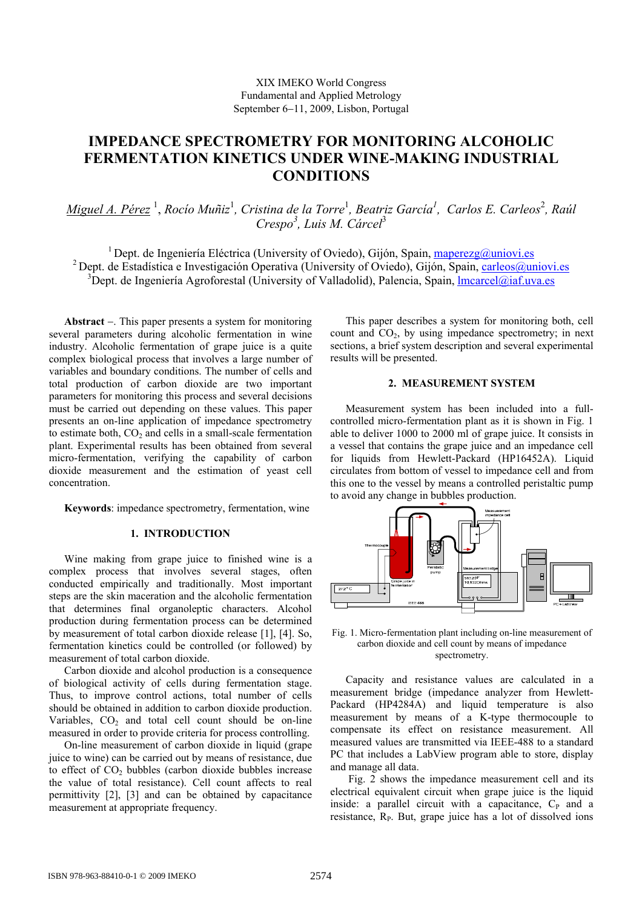XIX IMEKO World Congress
Fundamental and Applied Metrology
September 6−11, 2009, Lisbon, Portugal

# IMPEDANCE SPECTROMETRY FOR MONITORING ALCOHOLIC FERMENTATION KINETICS UNDER WINE-MAKING INDUSTRIAL CONDITIONS

*Miguel A. Pérez* [1], *Rocío Muñiz*[1], *Cristina de la Torre*[1], *Beatriz García*[1], *Carlos E. Carleos*[2], *Raúl Crespo*[3], *Luis M. Cárcel*[3]

[1] Dept. de Ingeniería Eléctrica (University of Oviedo), Gijón, Spain, maperezg@uniovi.es
[2] Dept. de Estadística e Investigación Operativa (University of Oviedo), Gijón, Spain, carleos@uniovi.es
[3] Dept. de Ingeniería Agroforestal (University of Valladolid), Palencia, Spain, lmcarcel@iaf.uva.es

**Abstract** –. This paper presents a system for monitoring several parameters during alcoholic fermentation in wine industry. Alcoholic fermentation of grape juice is a quite complex biological process that involves a large number of variables and boundary conditions. The number of cells and total production of carbon dioxide are two important parameters for monitoring this process and several decisions must be carried out depending on these values. This paper presents an on-line application of impedance spectrometry to estimate both, $CO_2$ and cells in a small-scale fermentation plant. Experimental results has been obtained from several micro-fermentation, verifying the capability of carbon dioxide measurement and the estimation of yeast cell concentration.

**Keywords**: impedance spectrometry, fermentation, wine

## 1. INTRODUCTION

Wine making from grape juice to finished wine is a complex process that involves several stages, often conducted empirically and traditionally. Most important steps are the skin maceration and the alcoholic fermentation that determines final organoleptic characters. Alcohol production during fermentation process can be determined by measurement of total carbon dioxide release [1], [4]. So, fermentation kinetics could be controlled (or followed) by measurement of total carbon dioxide.

Carbon dioxide and alcohol production is a consequence of biological activity of cells during fermentation stage. Thus, to improve control actions, total number of cells should be obtained in addition to carbon dioxide production. Variables, $CO_2$ and total cell count should be on-line measured in order to provide criteria for process controlling.

On-line measurement of carbon dioxide in liquid (grape juice to wine) can be carried out by means of resistance, due to effect of $CO_2$ bubbles (carbon dioxide bubbles increase the value of total resistance). Cell count affects to real permittivity [2], [3] and can be obtained by capacitance measurement at appropriate frequency.

This paper describes a system for monitoring both, cell count and $CO_2$, by using impedance spectrometry; in next sections, a brief system description and several experimental results will be presented.

## 2. MEASUREMENT SYSTEM

Measurement system has been included into a full-controlled micro-fermentation plant as it is shown in Fig. 1 able to deliver 1000 to 2000 ml of grape juice. It consists in a vessel that contains the grape juice and an impedance cell for liquids from Hewlett-Packard (HP16452A). Liquid circulates from bottom of vessel to impedance cell and from this one to the vessel by means a controlled peristaltic pump to avoid any change in bubbles production.

Fig. 1. Micro-fermentation plant including on-line measurement of carbon dioxide and cell count by means of impedance spectrometry.

Capacity and resistance values are calculated in a measurement bridge (impedance analyzer from Hewlett-Packard (HP4284A) and liquid temperature is also measurement by means of a K-type thermocouple to compensate its effect on resistance measurement. All measured values are transmitted via IEEE-488 to a standard PC that includes a LabView program able to store, display and manage all data.

Fig. 2 shows the impedance measurement cell and its electrical equivalent circuit when grape juice is the liquid inside: a parallel circuit with a capacitance, $C_P$ and a resistance, $R_P$. But, grape juice has a lot of dissolved ions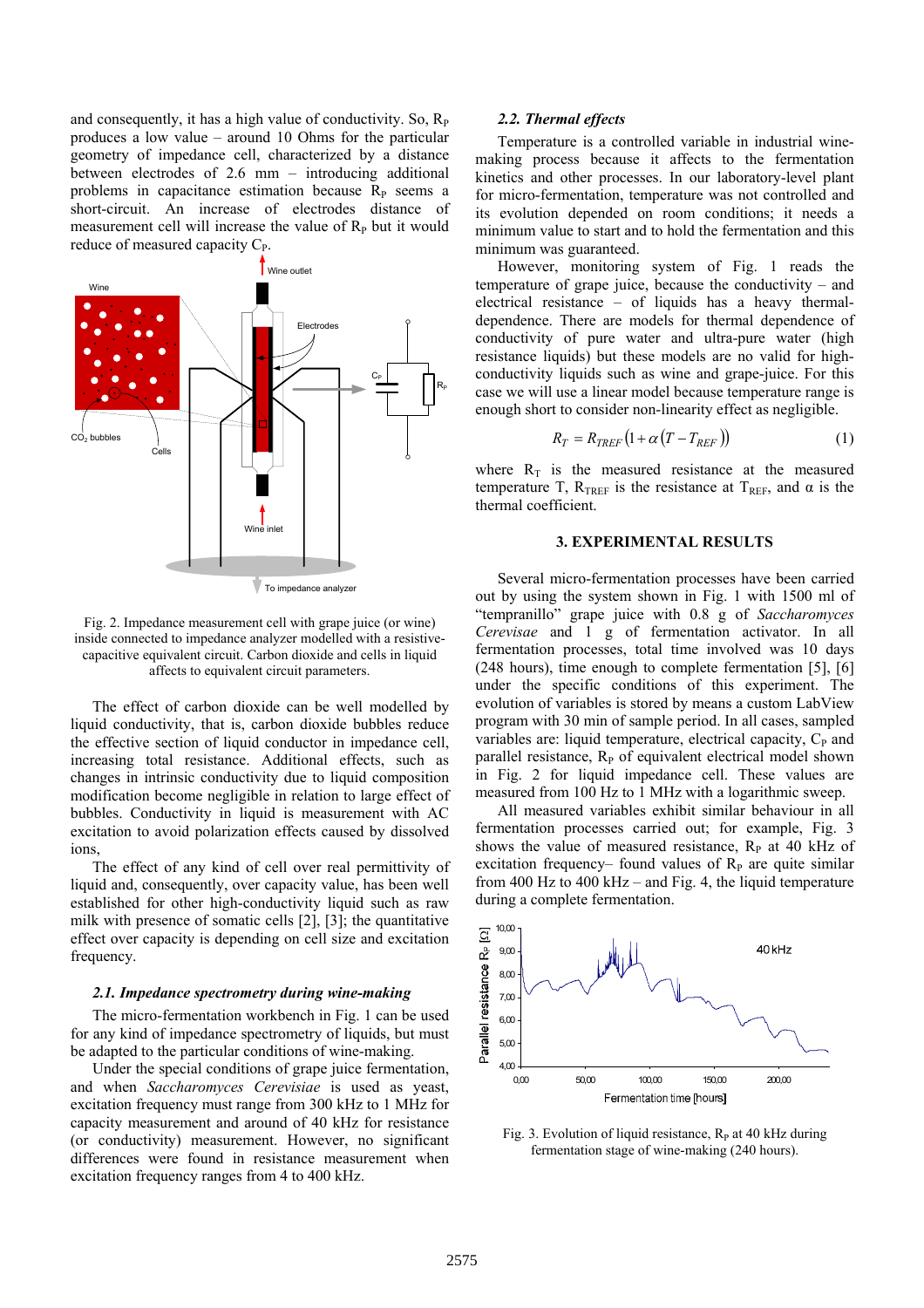and consequently, it has a high value of conductivity. So, $R_P$ produces a low value – around 10 Ohms for the particular geometry of impedance cell, characterized by a distance between electrodes of 2.6 mm – introducing additional problems in capacitance estimation because $R_P$ seems a short-circuit. An increase of electrodes distance of measurement cell will increase the value of $R_P$ but it would reduce of measured capacity $C_P$.

Fig. 2. Impedance measurement cell with grape juice (or wine) inside connected to impedance analyzer modelled with a resistive-capacitive equivalent circuit. Carbon dioxide and cells in liquid affects to equivalent circuit parameters.

The effect of carbon dioxide can be well modelled by liquid conductivity, that is, carbon dioxide bubbles reduce the effective section of liquid conductor in impedance cell, increasing total resistance. Additional effects, such as changes in intrinsic conductivity due to liquid composition modification become negligible in relation to large effect of bubbles. Conductivity in liquid is measurement with AC excitation to avoid polarization effects caused by dissolved ions,

The effect of any kind of cell over real permittivity of liquid and, consequently, over capacity value, has been well established for other high-conductivity liquid such as raw milk with presence of somatic cells [2], [3]; the quantitative effect over capacity is depending on cell size and excitation frequency.

### 2.1. Impedance spectrometry during wine-making

The micro-fermentation workbench in Fig. 1 can be used for any kind of impedance spectrometry of liquids, but must be adapted to the particular conditions of wine-making.

Under the special conditions of grape juice fermentation, and when *Saccharomyces Cerevisiae* is used as yeast, excitation frequency must range from 300 kHz to 1 MHz for capacity measurement and around of 40 kHz for resistance (or conductivity) measurement. However, no significant differences were found in resistance measurement when excitation frequency ranges from 4 to 400 kHz.

### 2.2. Thermal effects

Temperature is a controlled variable in industrial wine-making process because it affects to the fermentation kinetics and other processes. In our laboratory-level plant for micro-fermentation, temperature was not controlled and its evolution depended on room conditions; it needs a minimum value to start and to hold the fermentation and this minimum was guaranteed.

However, monitoring system of Fig. 1 reads the temperature of grape juice, because the conductivity – and electrical resistance – of liquids has a heavy thermal-dependence. There are models for thermal dependence of conductivity of pure water and ultra-pure water (high resistance liquids) but these models are no valid for high-conductivity liquids such as wine and grape-juice. For this case we will use a linear model because temperature range is enough short to consider non-linearity effect as negligible.

$$R_T = R_{TREF}\left(1 + \alpha\left(T - T_{REF}\right)\right) \qquad (1)$$

where $R_T$ is the measured resistance at the measured temperature T, $R_{TREF}$ is the resistance at $T_{REF}$, and α is the thermal coefficient.

## 3. EXPERIMENTAL RESULTS

Several micro-fermentation processes have been carried out by using the system shown in Fig. 1 with 1500 ml of "tempranillo" grape juice with 0.8 g of *Saccharomyces Cerevisae* and 1 g of fermentation activator. In all fermentation processes, total time involved was 10 days (248 hours), time enough to complete fermentation [5], [6] under the specific conditions of this experiment. The evolution of variables is stored by means a custom LabView program with 30 min of sample period. In all cases, sampled variables are: liquid temperature, electrical capacity, $C_P$ and parallel resistance, $R_P$ of equivalent electrical model shown in Fig. 2 for liquid impedance cell. These values are measured from 100 Hz to 1 MHz with a logarithmic sweep.

All measured variables exhibit similar behaviour in all fermentation processes carried out; for example, Fig. 3 shows the value of measured resistance, $R_P$ at 40 kHz of excitation frequency– found values of $R_P$ are quite similar from 400 Hz to 400 kHz – and Fig. 4, the liquid temperature during a complete fermentation.

Fig. 3. Evolution of liquid resistance, $R_P$ at 40 kHz during fermentation stage of wine-making (240 hours).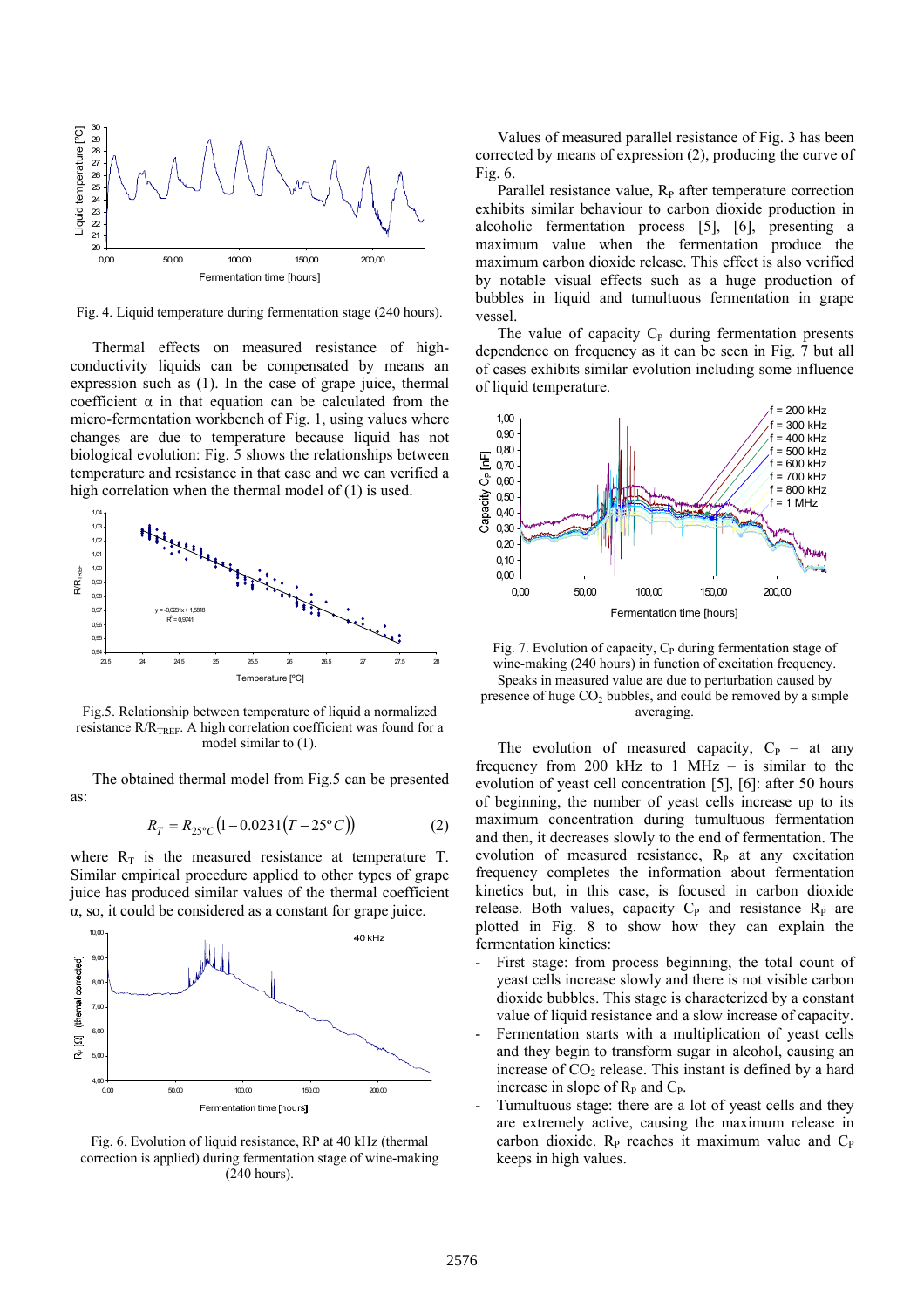Fig. 4. Liquid temperature during fermentation stage (240 hours).

Thermal effects on measured resistance of high-conductivity liquids can be compensated by means an expression such as (1). In the case of grape juice, thermal coefficient α in that equation can be calculated from the micro-fermentation workbench of Fig. 1, using values where changes are due to temperature because liquid has not biological evolution: Fig. 5 shows the relationships between temperature and resistance in that case and we can verified a high correlation when the thermal model of (1) is used.

Fig.5. Relationship between temperature of liquid a normalized resistance $R/R_{TREF}$. A high correlation coefficient was found for a model similar to (1).

The obtained thermal model from Fig.5 can be presented as:

$$R_T = R_{25^oC}\left(1 - 0.0231\left(T - 25^oC\right)\right) \qquad (2)$$

where $R_T$ is the measured resistance at temperature T. Similar empirical procedure applied to other types of grape juice has produced similar values of the thermal coefficient α, so, it could be considered as a constant for grape juice.

Fig. 6. Evolution of liquid resistance, RP at 40 kHz (thermal correction is applied) during fermentation stage of wine-making (240 hours).

Values of measured parallel resistance of Fig. 3 has been corrected by means of expression (2), producing the curve of Fig. 6.

Parallel resistance value, $R_P$ after temperature correction exhibits similar behaviour to carbon dioxide production in alcoholic fermentation process [5], [6], presenting a maximum value when the fermentation produce the maximum carbon dioxide release. This effect is also verified by notable visual effects such as a huge production of bubbles in liquid and tumultuous fermentation in grape vessel.

The value of capacity $C_P$ during fermentation presents dependence on frequency as it can be seen in Fig. 7 but all of cases exhibits similar evolution including some influence of liquid temperature.

Fig. 7. Evolution of capacity, $C_P$ during fermentation stage of wine-making (240 hours) in function of excitation frequency. Speaks in measured value are due to perturbation caused by presence of huge $CO_2$ bubbles, and could be removed by a simple averaging.

The evolution of measured capacity, $C_P$ – at any frequency from 200 kHz to 1 MHz – is similar to the evolution of yeast cell concentration [5], [6]: after 50 hours of beginning, the number of yeast cells increase up to its maximum concentration during tumultuous fermentation and then, it decreases slowly to the end of fermentation. The evolution of measured resistance, $R_P$ at any excitation frequency completes the information about fermentation kinetics but, in this case, is focused in carbon dioxide release. Both values, capacity $C_P$ and resistance $R_P$ are plotted in Fig. 8 to show how they can explain the fermentation kinetics:

- First stage: from process beginning, the total count of yeast cells increase slowly and there is not visible carbon dioxide bubbles. This stage is characterized by a constant value of liquid resistance and a slow increase of capacity.
- Fermentation starts with a multiplication of yeast cells and they begin to transform sugar in alcohol, causing an increase of $CO_2$ release. This instant is defined by a hard increase in slope of $R_P$ and $C_P$.
- Tumultuous stage: there are a lot of yeast cells and they are extremely active, causing the maximum release in carbon dioxide. $R_P$ reaches it maximum value and $C_P$ keeps in high values.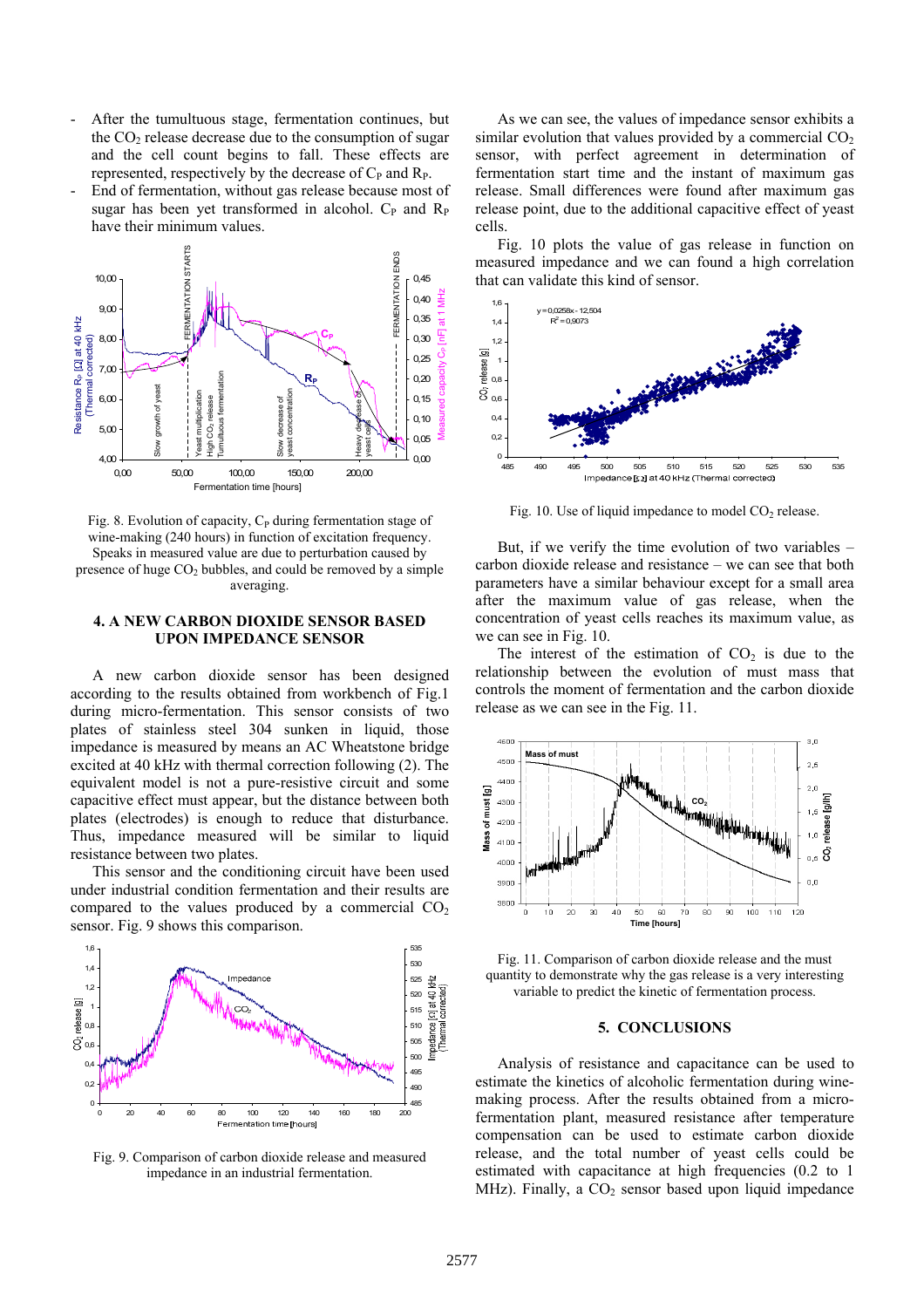- After the tumultuous stage, fermentation continues, but the $CO_2$ release decrease due to the consumption of sugar and the cell count begins to fall. These effects are represented, respectively by the decrease of $C_P$ and $R_P$.
- End of fermentation, without gas release because most of sugar has been yet transformed in alcohol. $C_P$ and $R_P$ have their minimum values.

Fig. 8. Evolution of capacity, $C_P$ during fermentation stage of wine-making (240 hours) in function of excitation frequency. Speaks in measured value are due to perturbation caused by presence of huge $CO_2$ bubbles, and could be removed by a simple averaging.

## 4. A NEW CARBON DIOXIDE SENSOR BASED UPON IMPEDANCE SENSOR

A new carbon dioxide sensor has been designed according to the results obtained from workbench of Fig.1 during micro-fermentation. This sensor consists of two plates of stainless steel 304 sunken in liquid, those impedance is measured by means an AC Wheatstone bridge excited at 40 kHz with thermal correction following (2). The equivalent model is not a pure-resistive circuit and some capacitive effect must appear, but the distance between both plates (electrodes) is enough to reduce that disturbance. Thus, impedance measured will be similar to liquid resistance between two plates.

This sensor and the conditioning circuit have been used under industrial condition fermentation and their results are compared to the values produced by a commercial $CO_2$ sensor. Fig. 9 shows this comparison.

Fig. 9. Comparison of carbon dioxide release and measured impedance in an industrial fermentation.

As we can see, the values of impedance sensor exhibits a similar evolution that values provided by a commercial $CO_2$ sensor, with perfect agreement in determination of fermentation start time and the instant of maximum gas release. Small differences were found after maximum gas release point, due to the additional capacitive effect of yeast cells.

Fig. 10 plots the value of gas release in function on measured impedance and we can found a high correlation that can validate this kind of sensor.

Fig. 10. Use of liquid impedance to model $CO_2$ release.

But, if we verify the time evolution of two variables – carbon dioxide release and resistance – we can see that both parameters have a similar behaviour except for a small area after the maximum value of gas release, when the concentration of yeast cells reaches its maximum value, as we can see in Fig. 10.

The interest of the estimation of $CO_2$ is due to the relationship between the evolution of must mass that controls the moment of fermentation and the carbon dioxide release as we can see in the Fig. 11.

Fig. 11. Comparison of carbon dioxide release and the must quantity to demonstrate why the gas release is a very interesting variable to predict the kinetic of fermentation process.

## 5. CONCLUSIONS

Analysis of resistance and capacitance can be used to estimate the kinetics of alcoholic fermentation during wine-making process. After the results obtained from a micro-fermentation plant, measured resistance after temperature compensation can be used to estimate carbon dioxide release, and the total number of yeast cells could be estimated with capacitance at high frequencies (0.2 to 1 MHz). Finally, a $CO_2$ sensor based upon liquid impedance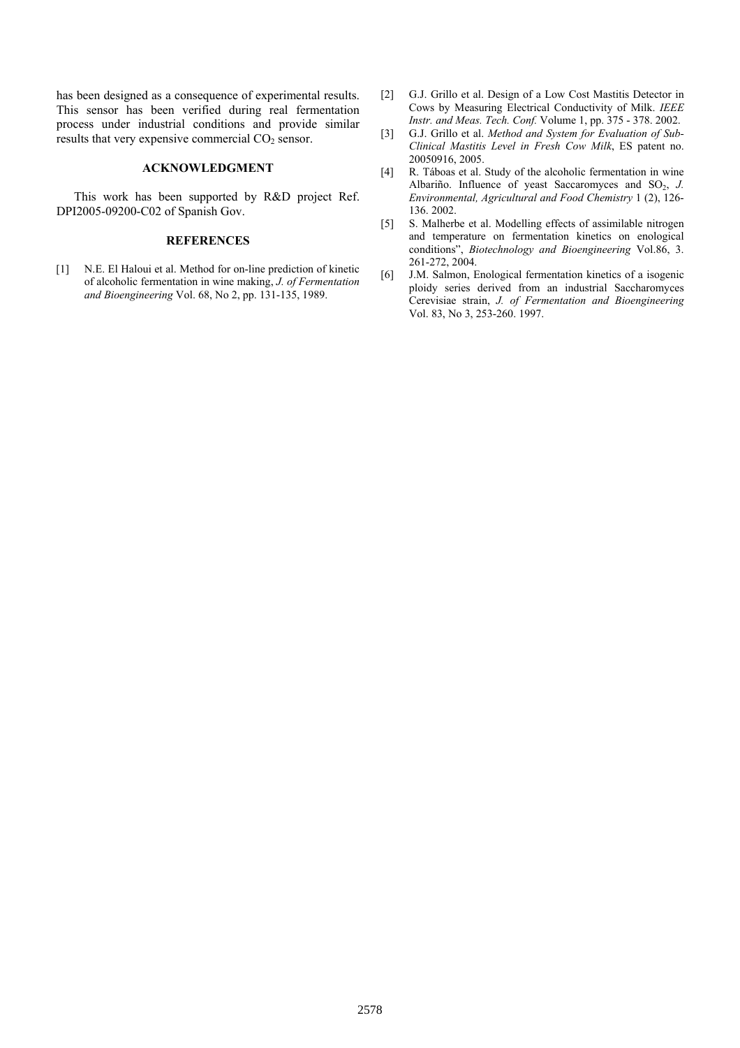has been designed as a consequence of experimental results. This sensor has been verified during real fermentation process under industrial conditions and provide similar results that very expensive commercial $CO_2$ sensor.

## ACKNOWLEDGMENT

This work has been supported by R&D project Ref. DPI2005-09200-C02 of Spanish Gov.

## REFERENCES

[1] N.E. El Haloui et al. Method for on-line prediction of kinetic of alcoholic fermentation in wine making, *J. of Fermentation and Bioengineering* Vol. 68, No 2, pp. 131-135, 1989.

[2] G.J. Grillo et al. Design of a Low Cost Mastitis Detector in Cows by Measuring Electrical Conductivity of Milk. *IEEE Instr. and Meas. Tech. Conf.* Volume 1, pp. 375 - 378. 2002.

[3] G.J. Grillo et al. *Method and System for Evaluation of Sub-Clinical Mastitis Level in Fresh Cow Milk*, ES patent no. 20050916, 2005.

[4] R. Táboas et al. Study of the alcoholic fermentation in wine Albariño. Influence of yeast Saccaromyces and $SO_2$, *J. Environmental, Agricultural and Food Chemistry* 1 (2), 126-136. 2002.

[5] S. Malherbe et al. Modelling effects of assimilable nitrogen and temperature on fermentation kinetics on enological conditions", *Biotechnology and Bioengineering* Vol.86, 3. 261-272, 2004.

[6] J.M. Salmon, Enological fermentation kinetics of a isogenic ploidy series derived from an industrial Saccharomyces Cerevisiae strain, *J. of Fermentation and Bioengineering* Vol. 83, No 3, 253-260. 1997.